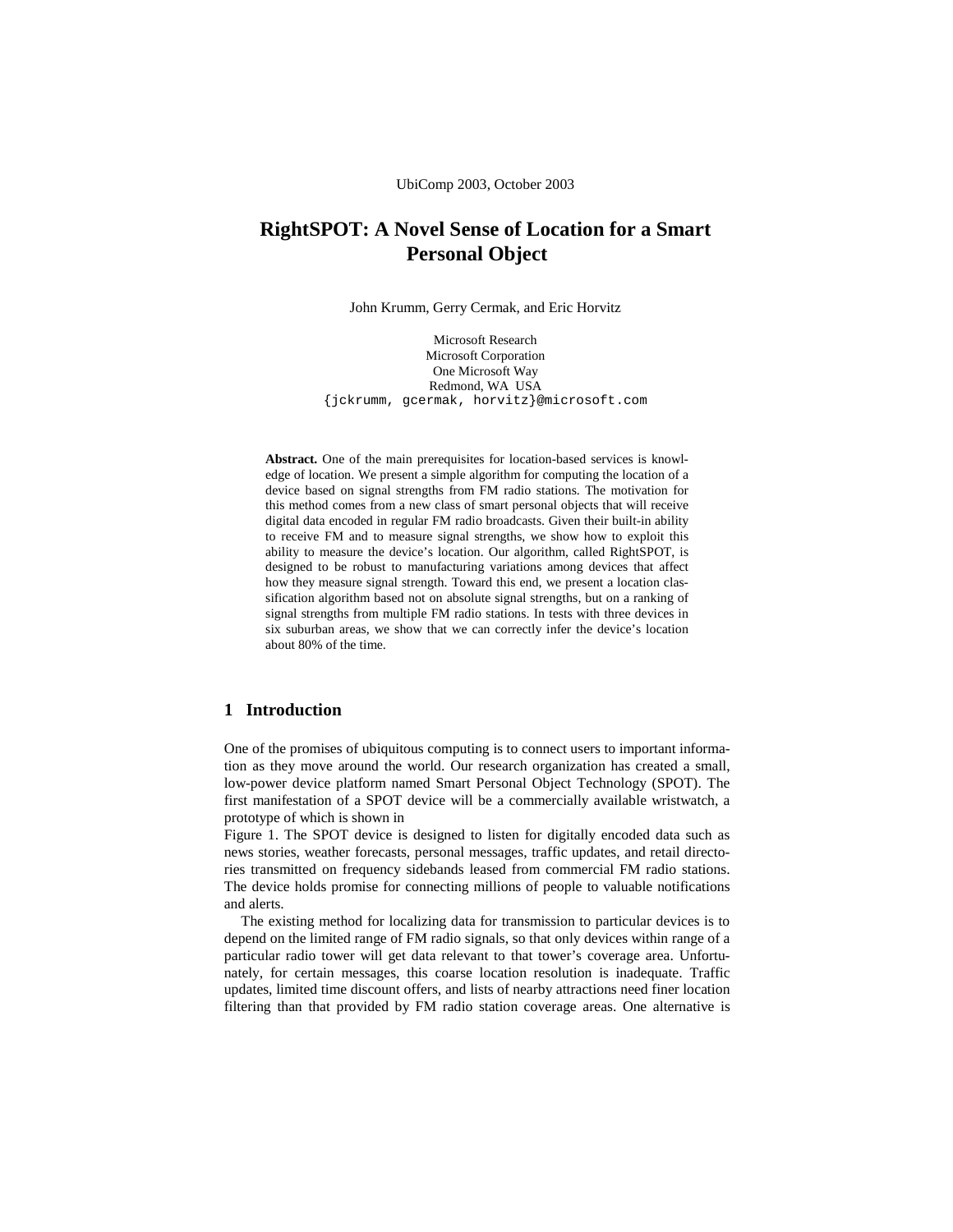UbiComp 2003, October 2003

# RightSPOT: A Novel Sense of Location for a Smart Personal Object

John Krumm, Gerry Cermak, and Eric Horvitz

Microsoft Research
Microsoft Corporation
One Microsoft Way
Redmond, WA USA
{jckrumm, gcermak, horvitz}@microsoft.com

**Abstract.** One of the main prerequisites for location-based services is knowledge of location. We present a simple algorithm for computing the location of a device based on signal strengths from FM radio stations. The motivation for this method comes from a new class of smart personal objects that will receive digital data encoded in regular FM radio broadcasts. Given their built-in ability to receive FM and to measure signal strengths, we show how to exploit this ability to measure the device's location. Our algorithm, called RightSPOT, is designed to be robust to manufacturing variations among devices that affect how they measure signal strength. Toward this end, we present a location classification algorithm based not on absolute signal strengths, but on a ranking of signal strengths from multiple FM radio stations. In tests with three devices in six suburban areas, we show that we can correctly infer the device's location about 80% of the time.

## 1 Introduction

One of the promises of ubiquitous computing is to connect users to important information as they move around the world. Our research organization has created a small, low-power device platform named Smart Personal Object Technology (SPOT). The first manifestation of a SPOT device will be a commercially available wristwatch, a prototype of which is shown in Figure 1. The SPOT device is designed to listen for digitally encoded data such as news stories, weather forecasts, personal messages, traffic updates, and retail directories transmitted on frequency sidebands leased from commercial FM radio stations. The device holds promise for connecting millions of people to valuable notifications and alerts.

The existing method for localizing data for transmission to particular devices is to depend on the limited range of FM radio signals, so that only devices within range of a particular radio tower will get data relevant to that tower's coverage area. Unfortunately, for certain messages, this coarse location resolution is inadequate. Traffic updates, limited time discount offers, and lists of nearby attractions need finer location filtering than that provided by FM radio station coverage areas. One alternative is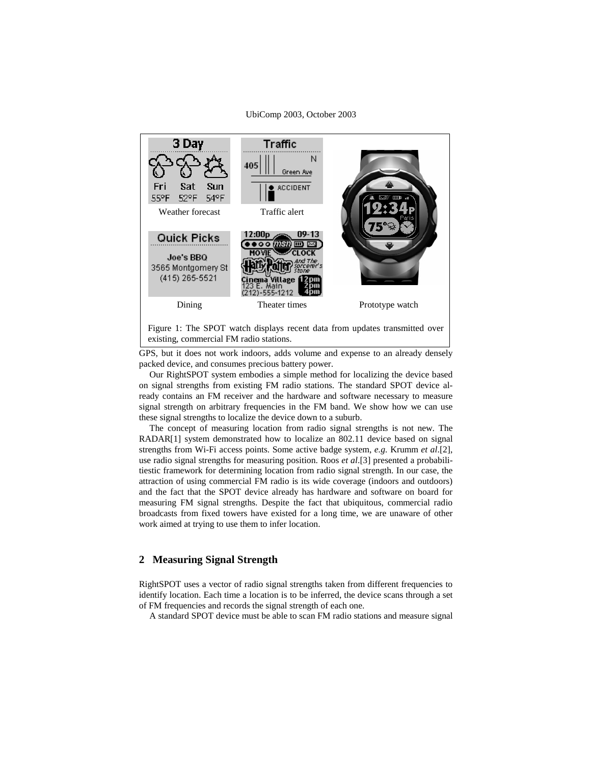Weather forecast

Traffic alert

Dining

Theater times

Prototype watch

Figure 1: The SPOT watch displays recent data from updates transmitted over existing, commercial FM radio stations.

GPS, but it does not work indoors, adds volume and expense to an already densely packed device, and consumes precious battery power.

Our RightSPOT system embodies a simple method for localizing the device based on signal strengths from existing FM radio stations. The standard SPOT device already contains an FM receiver and the hardware and software necessary to measure signal strength on arbitrary frequencies in the FM band. We show how we can use these signal strengths to localize the device down to a suburb.

The concept of measuring location from radio signal strengths is not new. The RADAR[1] system demonstrated how to localize an 802.11 device based on signal strengths from Wi-Fi access points. Some active badge system, *e.g.* Krumm *et al*.[2], use radio signal strengths for measuring position. Roos *et al*.[3] presented a probabilitiestic framework for determining location from radio signal strength. In our case, the attraction of using commercial FM radio is its wide coverage (indoors and outdoors) and the fact that the SPOT device already has hardware and software on board for measuring FM signal strengths. Despite the fact that ubiquitous, commercial radio broadcasts from fixed towers have existed for a long time, we are unaware of other work aimed at trying to use them to infer location.

## 2 Measuring Signal Strength

RightSPOT uses a vector of radio signal strengths taken from different frequencies to identify location. Each time a location is to be inferred, the device scans through a set of FM frequencies and records the signal strength of each one.

A standard SPOT device must be able to scan FM radio stations and measure signal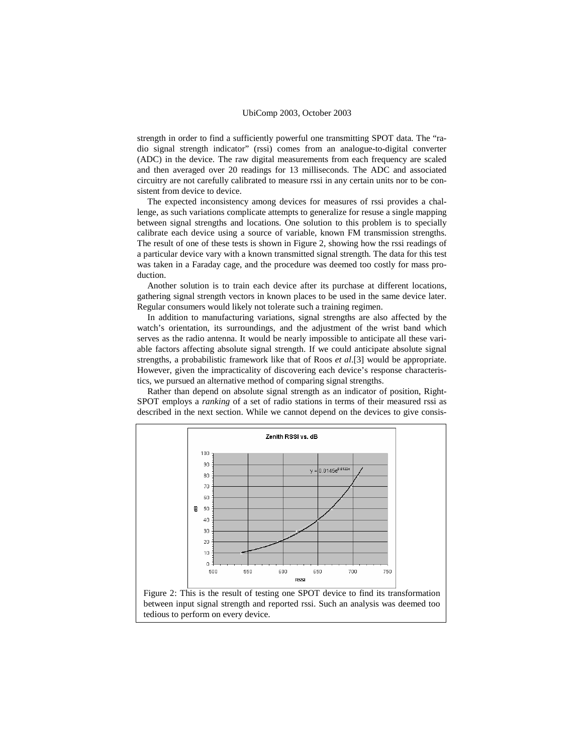strength in order to find a sufficiently powerful one transmitting SPOT data. The "radio signal strength indicator" (rssi) comes from an analogue-to-digital converter (ADC) in the device. The raw digital measurements from each frequency are scaled and then averaged over 20 readings for 13 milliseconds. The ADC and associated circuitry are not carefully calibrated to measure rssi in any certain units nor to be consistent from device to device.

The expected inconsistency among devices for measures of rssi provides a challenge, as such variations complicate attempts to generalize for resuse a single mapping between signal strengths and locations. One solution to this problem is to specially calibrate each device using a source of variable, known FM transmission strengths. The result of one of these tests is shown in Figure 2, showing how the rssi readings of a particular device vary with a known transmitted signal strength. The data for this test was taken in a Faraday cage, and the procedure was deemed too costly for mass production.

Another solution is to train each device after its purchase at different locations, gathering signal strength vectors in known places to be used in the same device later. Regular consumers would likely not tolerate such a training regimen.

In addition to manufacturing variations, signal strengths are also affected by the watch's orientation, its surroundings, and the adjustment of the wrist band which serves as the radio antenna. It would be nearly impossible to anticipate all these variable factors affecting absolute signal strength. If we could anticipate absolute signal strengths, a probabilistic framework like that of Roos *et al*.[3] would be appropriate. However, given the impracticality of discovering each device's response characteristics, we pursued an alternative method of comparing signal strengths.

Rather than depend on absolute signal strength as an indicator of position, RightSPOT employs a *ranking* of a set of radio stations in terms of their measured rssi as described in the next section. While we cannot depend on the devices to give consis-

Zenith RSSI vs. dB

$y = 0.0145e^{0.0122x}$

dB

100
90
80
70
60
50
40
30
20
10
0

500 550 600 650 700 750

RSSI

Figure 2: This is the result of testing one SPOT device to find its transformation between input signal strength and reported rssi. Such an analysis was deemed too tedious to perform on every device.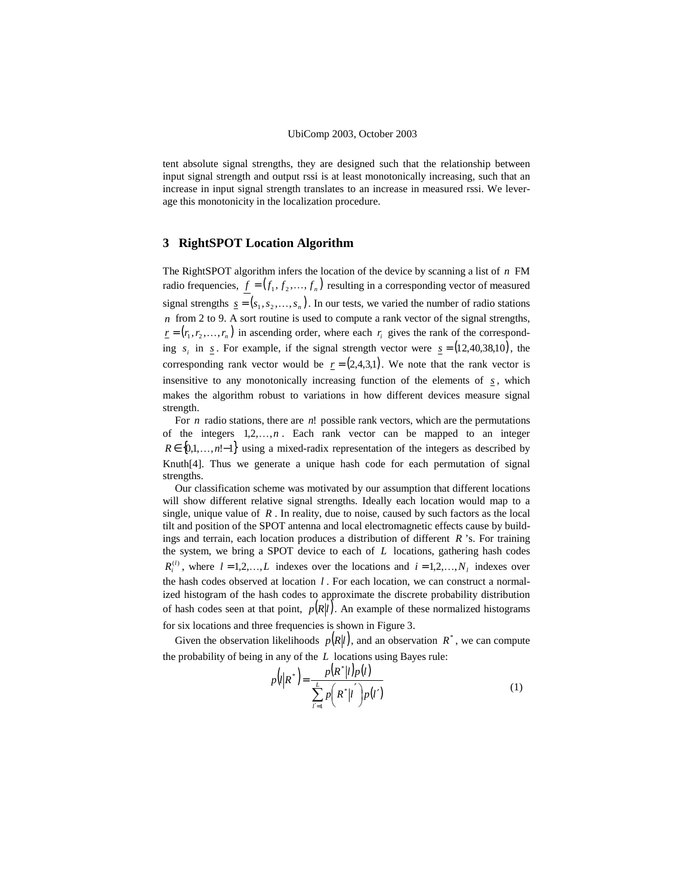tent absolute signal strengths, they are designed such that the relationship between input signal strength and output rssi is at least monotonically increasing, such that an increase in input signal strength translates to an increase in measured rssi. We leverage this monotonicity in the localization procedure.

## 3 RightSPOT Location Algorithm

The RightSPOT algorithm infers the location of the device by scanning a list of $n$ FM radio frequencies, $\underline{f} = (f_1, f_2, \ldots, f_n)$ resulting in a corresponding vector of measured signal strengths $\underline{s} = (s_1, s_2, \ldots, s_n)$. In our tests, we varied the number of radio stations $n$ from 2 to 9. A sort routine is used to compute a rank vector of the signal strengths, $\underline{r} = (r_1, r_2, \ldots, r_n)$ in ascending order, where each $r_i$ gives the rank of the corresponding $s_i$ in $\underline{s}$. For example, if the signal strength vector were $\underline{s} = (12, 40, 38, 10)$, the corresponding rank vector would be $\underline{r} = (2, 4, 3, 1)$. We note that the rank vector is insensitive to any monotonically increasing function of the elements of $\underline{s}$, which makes the algorithm robust to variations in how different devices measure signal strength.

For $n$ radio stations, there are $n!$ possible rank vectors, which are the permutations of the integers $1, 2, \ldots, n$. Each rank vector can be mapped to an integer $R \in \{0, 1, \ldots, n! - 1\}$ using a mixed-radix representation of the integers as described by Knuth[4]. Thus we generate a unique hash code for each permutation of signal strengths.

Our classification scheme was motivated by our assumption that different locations will show different relative signal strengths. Ideally each location would map to a single, unique value of $R$. In reality, due to noise, caused by such factors as the local tilt and position of the SPOT antenna and local electromagnetic effects cause by buildings and terrain, each location produces a distribution of different $R$'s. For training the system, we bring a SPOT device to each of $L$ locations, gathering hash codes $R_i^{(l)}$, where $l = 1, 2, \ldots, L$ indexes over the locations and $i = 1, 2, \ldots, N_l$ indexes over the hash codes observed at location $l$. For each location, we can construct a normalized histogram of the hash codes to approximate the discrete probability distribution of hash codes seen at that point, $p(R|l)$. An example of these normalized histograms for six locations and three frequencies is shown in Figure 3.

Given the observation likelihoods $p(R|l)$, and an observation $R^*$, we can compute the probability of being in any of the $L$ locations using Bayes rule:

$$p(l|R^*) = \frac{p(R^*|l)p(l)}{\sum_{l'=1}^{L} p(R^*|l')p(l')} \tag{1}$$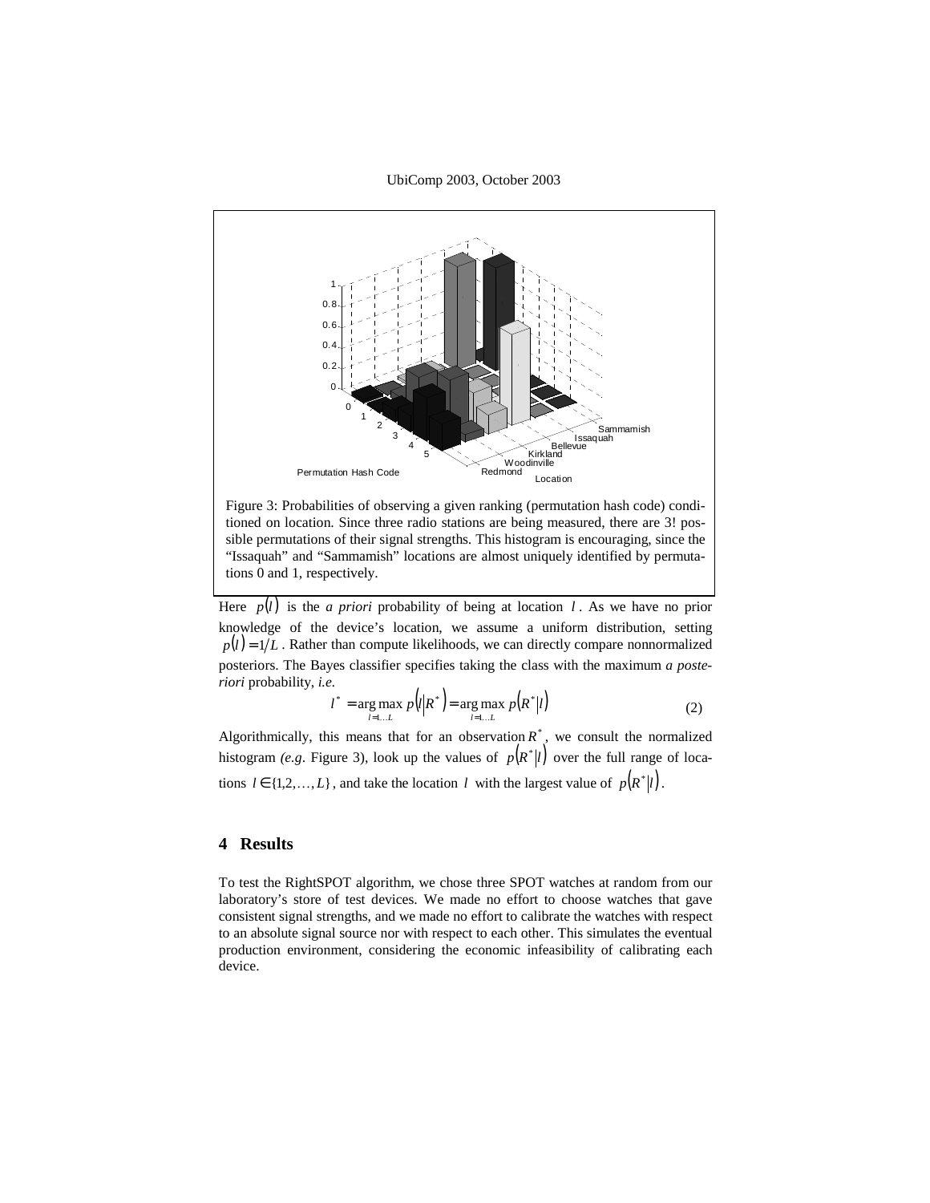Figure 3: Probabilities of observing a given ranking (permutation hash code) conditioned on location. Since three radio stations are being measured, there are 3! possible permutations of their signal strengths. This histogram is encouraging, since the "Issaquah" and "Sammamish" locations are almost uniquely identified by permutations 0 and 1, respectively.

Here $p(l)$ is the *a priori* probability of being at location $l$. As we have no prior knowledge of the device's location, we assume a uniform distribution, setting $p(l) = 1/L$. Rather than compute likelihoods, we can directly compare nonnormalized posteriors. The Bayes classifier specifies taking the class with the maximum *a posteriori* probability, *i.e.*

$$l^* = \underset{l=1\ldots L}{\arg\max}\, p\left(l \middle| R^*\right) = \underset{l=1\ldots L}{\arg\max}\, p\left(R^* \middle| l\right) \tag{2}$$

Algorithmically, this means that for an observation $R^*$, we consult the normalized histogram *(e.g.* Figure 3), look up the values of $p\left(R^* \middle| l\right)$ over the full range of locations $l \in \{1,2,\ldots,L\}$, and take the location $l$ with the largest value of $p\left(R^* \middle| l\right)$.

## 4 Results

To test the RightSPOT algorithm, we chose three SPOT watches at random from our laboratory's store of test devices. We made no effort to choose watches that gave consistent signal strengths, and we made no effort to calibrate the watches with respect to an absolute signal source nor with respect to each other. This simulates the eventual production environment, considering the economic infeasibility of calibrating each device.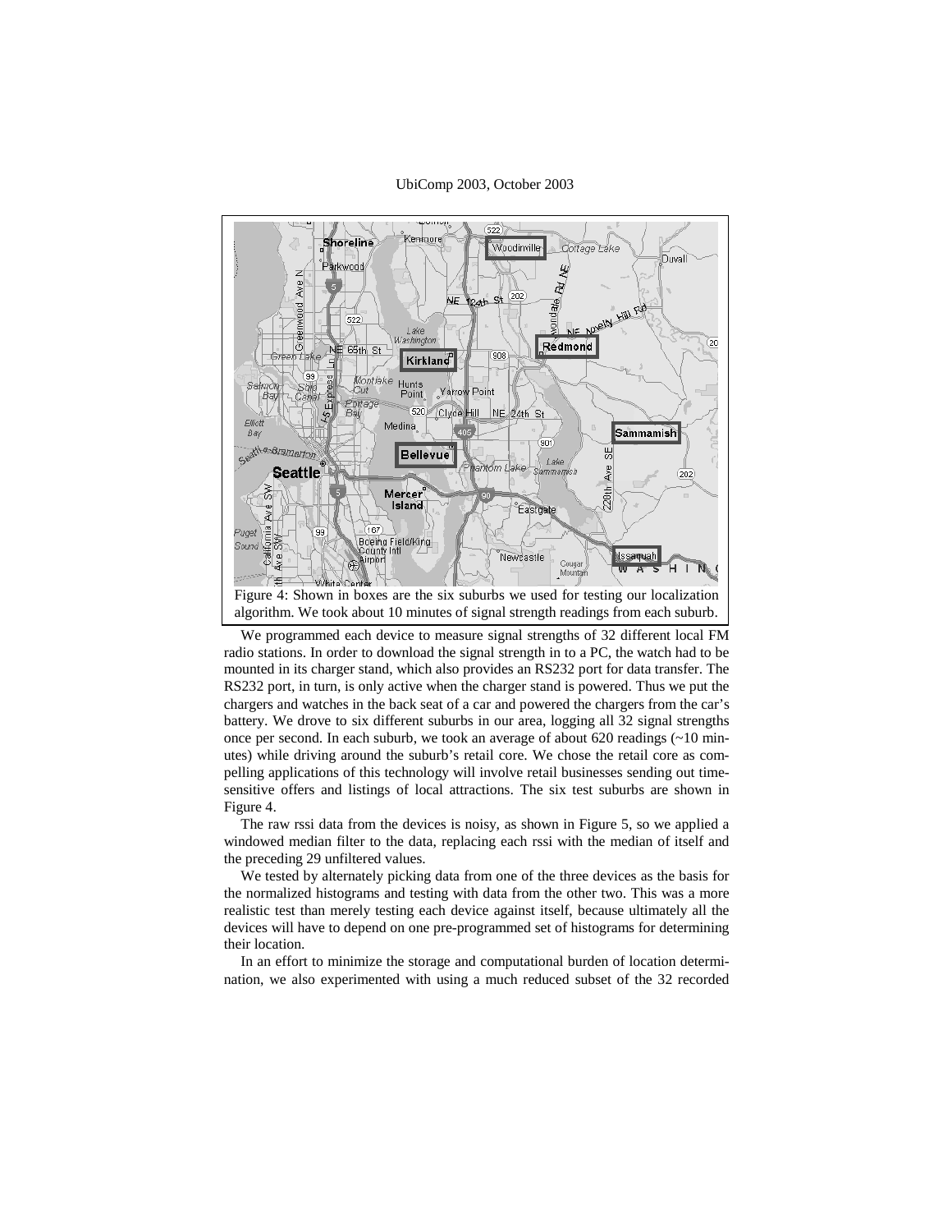Figure 4: Shown in boxes are the six suburbs we used for testing our localization algorithm. We took about 10 minutes of signal strength readings from each suburb.

We programmed each device to measure signal strengths of 32 different local FM radio stations. In order to download the signal strength in to a PC, the watch had to be mounted in its charger stand, which also provides an RS232 port for data transfer. The RS232 port, in turn, is only active when the charger stand is powered. Thus we put the chargers and watches in the back seat of a car and powered the chargers from the car's battery. We drove to six different suburbs in our area, logging all 32 signal strengths once per second. In each suburb, we took an average of about 620 readings (~10 minutes) while driving around the suburb's retail core. We chose the retail core as compelling applications of this technology will involve retail businesses sending out time-sensitive offers and listings of local attractions. The six test suburbs are shown in Figure 4.

The raw rssi data from the devices is noisy, as shown in Figure 5, so we applied a windowed median filter to the data, replacing each rssi with the median of itself and the preceding 29 unfiltered values.

We tested by alternately picking data from one of the three devices as the basis for the normalized histograms and testing with data from the other two. This was a more realistic test than merely testing each device against itself, because ultimately all the devices will have to depend on one pre-programmed set of histograms for determining their location.

In an effort to minimize the storage and computational burden of location determination, we also experimented with using a much reduced subset of the 32 recorded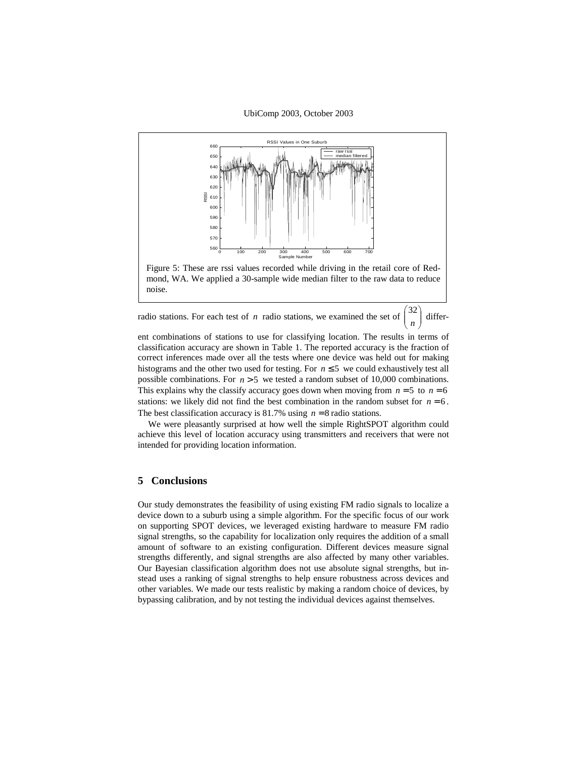Figure 5: These are rssi values recorded while driving in the retail core of Redmond, WA. We applied a 30-sample wide median filter to the raw data to reduce noise.

radio stations. For each test of $n$ radio stations, we examined the set of $\binom{32}{n}$ different combinations of stations to use for classifying location. The results in terms of classification accuracy are shown in Table 1. The reported accuracy is the fraction of correct inferences made over all the tests where one device was held out for making histograms and the other two used for testing. For $n \leq 5$ we could exhaustively test all possible combinations. For $n > 5$ we tested a random subset of 10,000 combinations. This explains why the classify accuracy goes down when moving from $n = 5$ to $n = 6$ stations: we likely did not find the best combination in the random subset for $n = 6$. The best classification accuracy is 81.7% using $n = 8$ radio stations.

We were pleasantly surprised at how well the simple RightSPOT algorithm could achieve this level of location accuracy using transmitters and receivers that were not intended for providing location information.

## 5 Conclusions

Our study demonstrates the feasibility of using existing FM radio signals to localize a device down to a suburb using a simple algorithm. For the specific focus of our work on supporting SPOT devices, we leveraged existing hardware to measure FM radio signal strengths, so the capability for localization only requires the addition of a small amount of software to an existing configuration. Different devices measure signal strengths differently, and signal strengths are also affected by many other variables. Our Bayesian classification algorithm does not use absolute signal strengths, but instead uses a ranking of signal strengths to help ensure robustness across devices and other variables. We made our tests realistic by making a random choice of devices, by bypassing calibration, and by not testing the individual devices against themselves.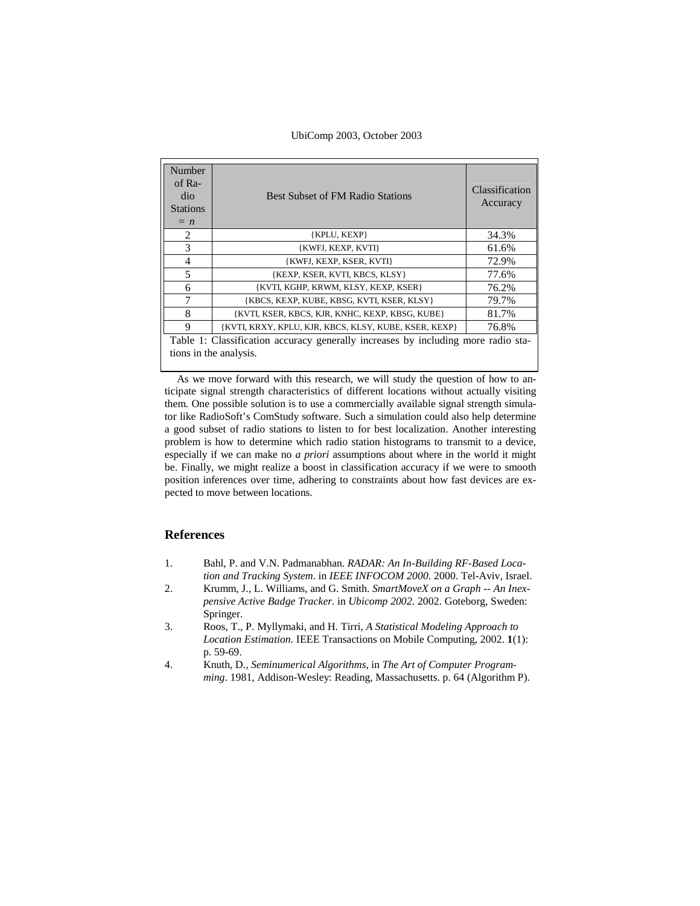| Number of Radio Stations = $n$ | Best Subset of FM Radio Stations | Classification Accuracy |
| --- | --- | --- |
| 2 | {KPLU, KEXP} | 34.3% |
| 3 | {KWFJ, KEXP, KVTI} | 61.6% |
| 4 | {KWFJ, KEXP, KSER, KVTI} | 72.9% |
| 5 | {KEXP, KSER, KVTI, KBCS, KLSY} | 77.6% |
| 6 | {KVTI, KGHP, KRWM, KLSY, KEXP, KSER} | 76.2% |
| 7 | {KBCS, KEXP, KUBE, KBSG, KVTI, KSER, KLSY} | 79.7% |
| 8 | {KVTI, KSER, KBCS, KJR, KNHC, KEXP, KBSG, KUBE} | 81.7% |
| 9 | {KVTI, KRXY, KPLU, KJR, KBCS, KLSY, KUBE, KSER, KEXP} | 76.8% |

Table 1: Classification accuracy generally increases by including more radio stations in the analysis.

As we move forward with this research, we will study the question of how to anticipate signal strength characteristics of different locations without actually visiting them. One possible solution is to use a commercially available signal strength simulator like RadioSoft's ComStudy software. Such a simulation could also help determine a good subset of radio stations to listen to for best localization. Another interesting problem is how to determine which radio station histograms to transmit to a device, especially if we can make no *a priori* assumptions about where in the world it might be. Finally, we might realize a boost in classification accuracy if we were to smooth position inferences over time, adhering to constraints about how fast devices are expected to move between locations.

## References

1. Bahl, P. and V.N. Padmanabhan. *RADAR: An In-Building RF-Based Location and Tracking System*. in *IEEE INFOCOM 2000*. 2000. Tel-Aviv, Israel.
2. Krumm, J., L. Williams, and G. Smith. *SmartMoveX on a Graph -- An Inexpensive Active Badge Tracker*. in *Ubicomp 2002*. 2002. Goteborg, Sweden: Springer.
3. Roos, T., P. Myllymaki, and H. Tirri, *A Statistical Modeling Approach to Location Estimation*. IEEE Transactions on Mobile Computing, 2002. **1**(1): p. 59-69.
4. Knuth, D., *Seminumerical Algorithms*, in *The Art of Computer Programming*. 1981, Addison-Wesley: Reading, Massachusetts. p. 64 (Algorithm P).